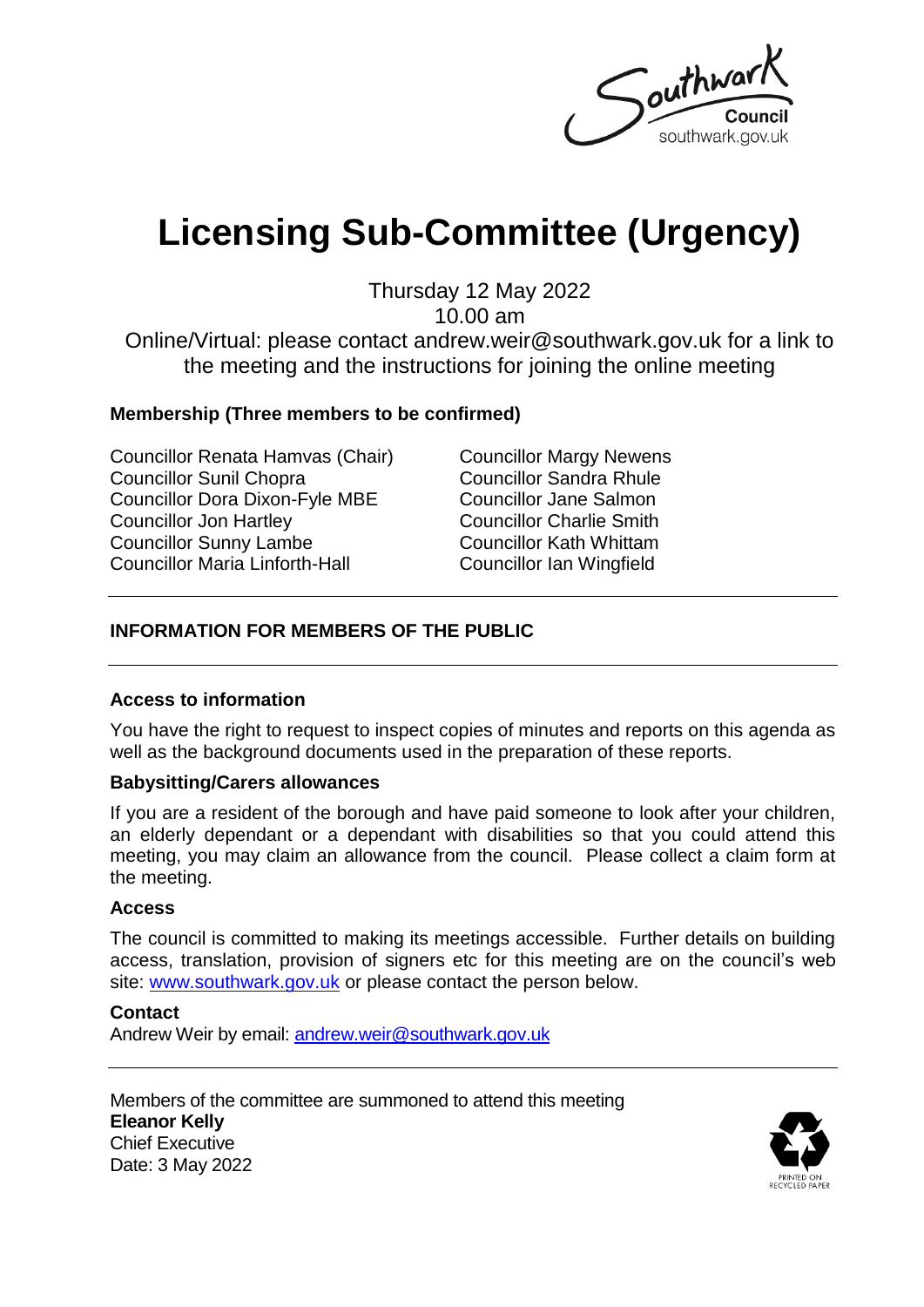Southwark Council
southwark.gov.uk

# Licensing Sub-Committee (Urgency)

Thursday 12 May 2022
10.00 am
Online/Virtual: please contact andrew.weir@southwark.gov.uk for a link to the meeting and the instructions for joining the online meeting

**Membership (Three members to be confirmed)**

Councillor Renata Hamvas (Chair)
Councillor Sunil Chopra
Councillor Dora Dixon-Fyle MBE
Councillor Jon Hartley
Councillor Sunny Lambe
Councillor Maria Linforth-Hall
Councillor Margy Newens
Councillor Sandra Rhule
Councillor Jane Salmon
Councillor Charlie Smith
Councillor Kath Whittam
Councillor Ian Wingfield

---

## INFORMATION FOR MEMBERS OF THE PUBLIC

---

### Access to information

You have the right to request to inspect copies of minutes and reports on this agenda as well as the background documents used in the preparation of these reports.

### Babysitting/Carers allowances

If you are a resident of the borough and have paid someone to look after your children, an elderly dependant or a dependant with disabilities so that you could attend this meeting, you may claim an allowance from the council. Please collect a claim form at the meeting.

### Access

The council is committed to making its meetings accessible. Further details on building access, translation, provision of signers etc for this meeting are on the council's web site: www.southwark.gov.uk or please contact the person below.

### Contact

Andrew Weir by email: andrew.weir@southwark.gov.uk

---

Members of the committee are summoned to attend this meeting
**Eleanor Kelly**
Chief Executive
Date: 3 May 2022

PRINTED ON RECYCLED PAPER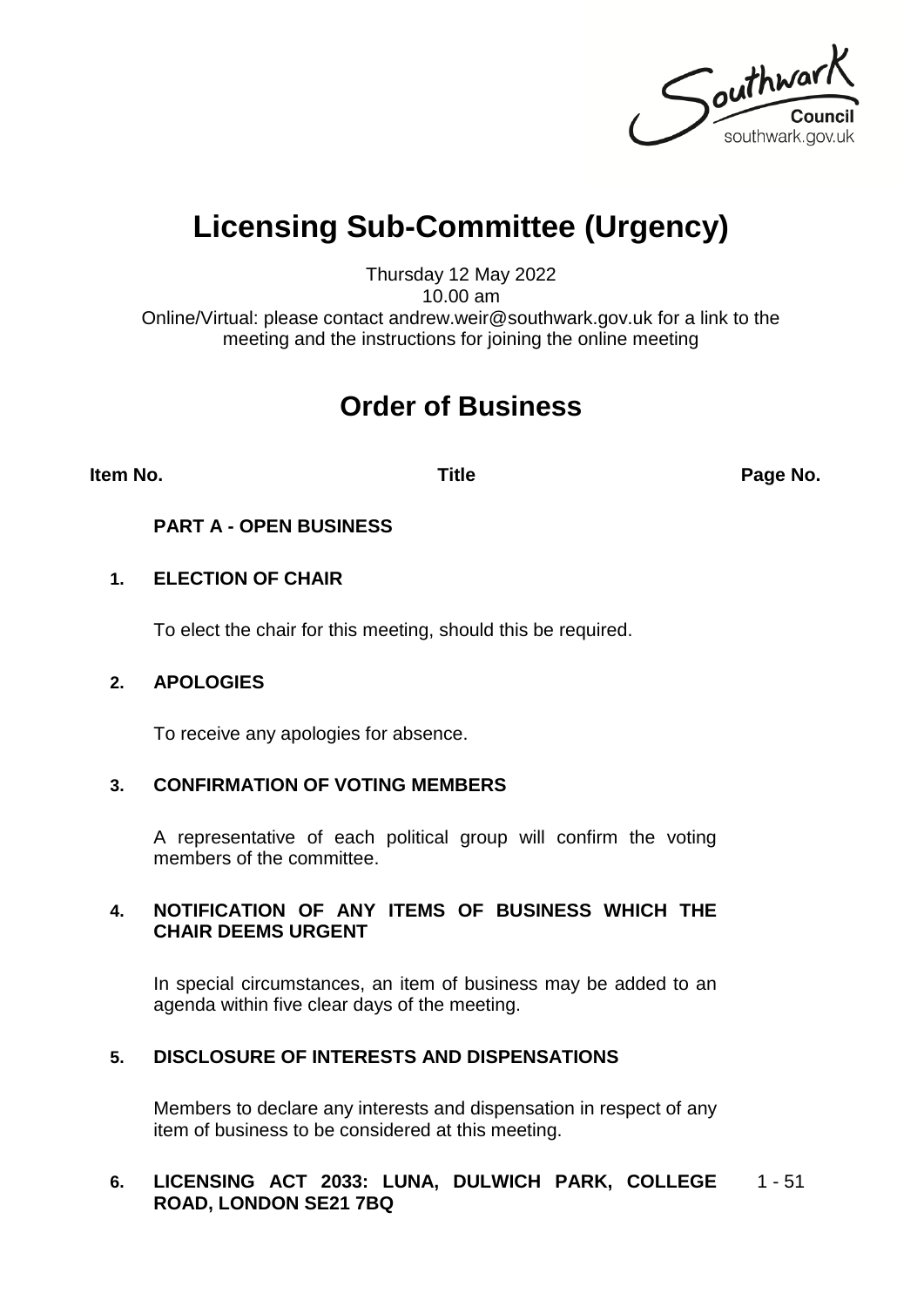Southwark Council
southwark.gov.uk

# Licensing Sub-Committee (Urgency)

Thursday 12 May 2022
10.00 am
Online/Virtual: please contact andrew.weir@southwark.gov.uk for a link to the meeting and the instructions for joining the online meeting

# Order of Business

| Item No. | Title | Page No. |
| --- | --- | --- |

**PART A - OPEN BUSINESS**

**1. ELECTION OF CHAIR**

To elect the chair for this meeting, should this be required.

**2. APOLOGIES**

To receive any apologies for absence.

**3. CONFIRMATION OF VOTING MEMBERS**

A representative of each political group will confirm the voting members of the committee.

**4. NOTIFICATION OF ANY ITEMS OF BUSINESS WHICH THE CHAIR DEEMS URGENT**

In special circumstances, an item of business may be added to an agenda within five clear days of the meeting.

**5. DISCLOSURE OF INTERESTS AND DISPENSATIONS**

Members to declare any interests and dispensation in respect of any item of business to be considered at this meeting.

**6. LICENSING ACT 2033: LUNA, DULWICH PARK, COLLEGE ROAD, LONDON SE21 7BQ** — 1 - 51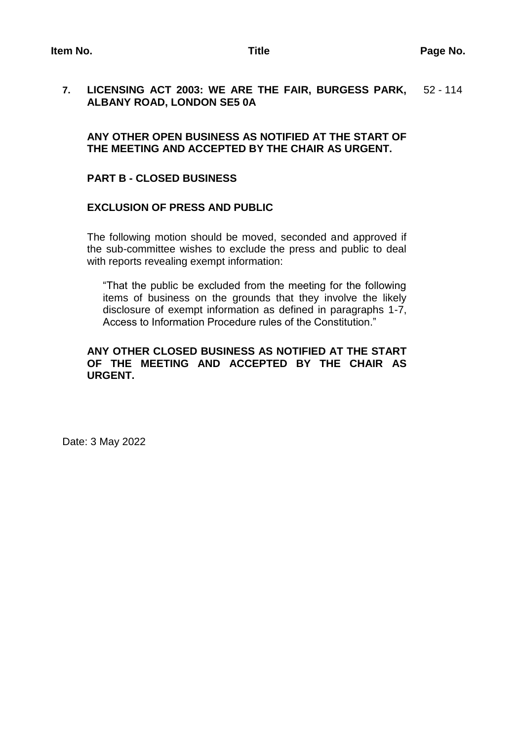| Item No. | Title | Page No. |
| --- | --- | --- |
| 7. | **LICENSING ACT 2003: WE ARE THE FAIR, BURGESS PARK, ALBANY ROAD, LONDON SE5 0A** | 52 - 114 |

**ANY OTHER OPEN BUSINESS AS NOTIFIED AT THE START OF THE MEETING AND ACCEPTED BY THE CHAIR AS URGENT.**

**PART B - CLOSED BUSINESS**

**EXCLUSION OF PRESS AND PUBLIC**

The following motion should be moved, seconded and approved if the sub-committee wishes to exclude the press and public to deal with reports revealing exempt information:

> "That the public be excluded from the meeting for the following items of business on the grounds that they involve the likely disclosure of exempt information as defined in paragraphs 1-7, Access to Information Procedure rules of the Constitution."

**ANY OTHER CLOSED BUSINESS AS NOTIFIED AT THE START OF THE MEETING AND ACCEPTED BY THE CHAIR AS URGENT.**

Date: 3 May 2022